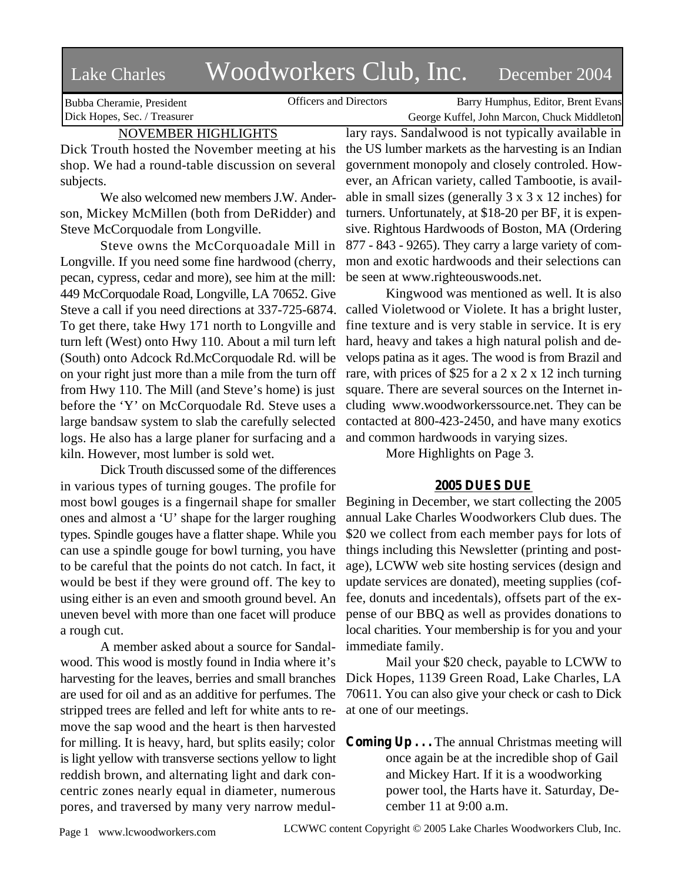# Lake Charles Woodworkers Club, Inc. December 2004

Bubba Cheramie, President
Dick Hopes, Sec. / Treasurer

Officers and Directors

Barry Humphus, Editor, Brent Evans
George Kuffel, John Marcon, Chuck Middleton

## NOVEMBER HIGHLIGHTS

Dick Trouth hosted the November meeting at his shop. We had a round-table discussion on several subjects.

We also welcomed new members J.W. Anderson, Mickey McMillen (both from DeRidder) and Steve McCorquodale from Longville.

Steve owns the McCorquoadale Mill in Longville. If you need some fine hardwood (cherry, pecan, cypress, cedar and more), see him at the mill: 449 McCorquodale Road, Longville, LA 70652. Give Steve a call if you need directions at 337-725-6874. To get there, take Hwy 171 north to Longville and turn left (West) onto Hwy 110. About a mil turn left (South) onto Adcock Rd.McCorquodale Rd. will be on your right just more than a mile from the turn off from Hwy 110. The Mill (and Steve's home) is just before the 'Y' on McCorquodale Rd. Steve uses a large bandsaw system to slab the carefully selected logs. He also has a large planer for surfacing and a kiln. However, most lumber is sold wet.

Dick Trouth discussed some of the differences in various types of turning gouges. The profile for most bowl gouges is a fingernail shape for smaller ones and almost a 'U' shape for the larger roughing types. Spindle gouges have a flatter shape. While you can use a spindle gouge for bowl turning, you have to be careful that the points do not catch. In fact, it would be best if they were ground off. The key to using either is an even and smooth ground bevel. An uneven bevel with more than one facet will produce a rough cut.

A member asked about a source for Sandalwood. This wood is mostly found in India where it's harvesting for the leaves, berries and small branches are used for oil and as an additive for perfumes. The stripped trees are felled and left for white ants to remove the sap wood and the heart is then harvested for milling. It is heavy, hard, but splits easily; color is light yellow with transverse sections yellow to light reddish brown, and alternating light and dark concentric zones nearly equal in diameter, numerous pores, and traversed by many very narrow medullary rays. Sandalwood is not typically available in the US lumber markets as the harvesting is an Indian government monopoly and closely controled. However, an African variety, called Tambootie, is available in small sizes (generally 3 x 3 x 12 inches) for turners. Unfortunately, at $18-20 per BF, it is expensive. Rightous Hardwoods of Boston, MA (Ordering 877 - 843 - 9265). They carry a large variety of common and exotic hardwoods and their selections can be seen at www.righteouswoods.net.

Kingwood was mentioned as well. It is also called Violetwood or Violete. It has a bright luster, fine texture and is very stable in service. It is ery hard, heavy and takes a high natural polish and develops patina as it ages. The wood is from Brazil and rare, with prices of $25 for a 2 x 2 x 12 inch turning square. There are several sources on the Internet including www.woodworkerssource.net. They can be contacted at 800-423-2450, and have many exotics and common hardwoods in varying sizes.

More Highlights on Page 3.

## 2005 DUES DUE

Begining in December, we start collecting the 2005 annual Lake Charles Woodworkers Club dues. The $20 we collect from each member pays for lots of things including this Newsletter (printing and postage), LCWW web site hosting services (design and update services are donated), meeting supplies (coffee, donuts and incedentals), offsets part of the expense of our BBQ as well as provides donations to local charities. Your membership is for you and your immediate family.

Mail your $20 check, payable to LCWW to Dick Hopes, 1139 Green Road, Lake Charles, LA 70611. You can also give your check or cash to Dick at one of our meetings.

**Coming Up . . .** The annual Christmas meeting will once again be at the incredible shop of Gail and Mickey Hart. If it is a woodworking power tool, the Harts have it. Saturday, December 11 at 9:00 a.m.

LCWWC content Copyright © 2005 Lake Charles Woodworkers Club, Inc.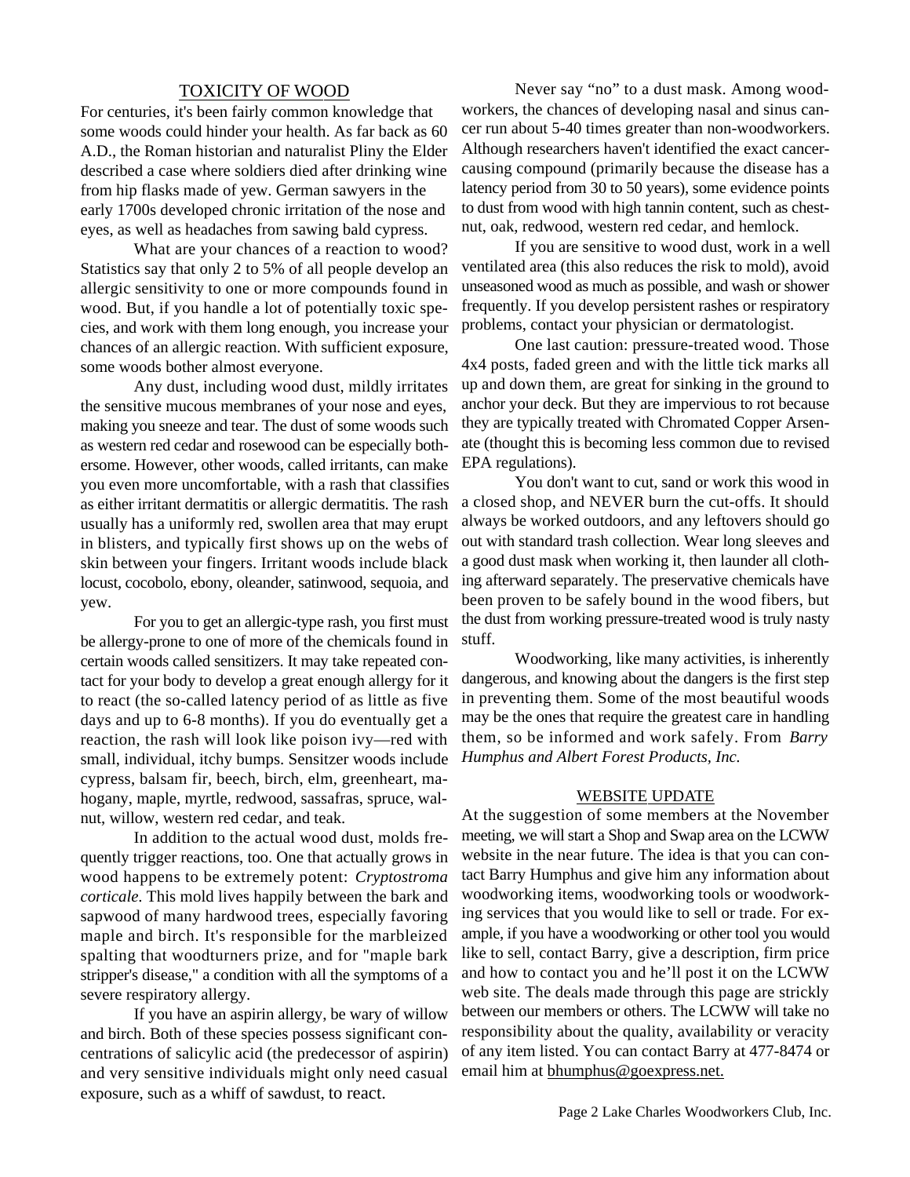## TOXICITY OF WOOD

For centuries, it's been fairly common knowledge that some woods could hinder your health. As far back as 60 A.D., the Roman historian and naturalist Pliny the Elder described a case where soldiers died after drinking wine from hip flasks made of yew. German sawyers in the early 1700s developed chronic irritation of the nose and eyes, as well as headaches from sawing bald cypress.

What are your chances of a reaction to wood? Statistics say that only 2 to 5% of all people develop an allergic sensitivity to one or more compounds found in wood. But, if you handle a lot of potentially toxic species, and work with them long enough, you increase your chances of an allergic reaction. With sufficient exposure, some woods bother almost everyone.

Any dust, including wood dust, mildly irritates the sensitive mucous membranes of your nose and eyes, making you sneeze and tear. The dust of some woods such as western red cedar and rosewood can be especially bothersome. However, other woods, called irritants, can make you even more uncomfortable, with a rash that classifies as either irritant dermatitis or allergic dermatitis. The rash usually has a uniformly red, swollen area that may erupt in blisters, and typically first shows up on the webs of skin between your fingers. Irritant woods include black locust, cocobolo, ebony, oleander, satinwood, sequoia, and yew.

For you to get an allergic-type rash, you first must be allergy-prone to one of more of the chemicals found in certain woods called sensitizers. It may take repeated contact for your body to develop a great enough allergy for it to react (the so-called latency period of as little as five days and up to 6-8 months). If you do eventually get a reaction, the rash will look like poison ivy—red with small, individual, itchy bumps. Sensitzer woods include cypress, balsam fir, beech, birch, elm, greenheart, mahogany, maple, myrtle, redwood, sassafras, spruce, walnut, willow, western red cedar, and teak.

In addition to the actual wood dust, molds frequently trigger reactions, too. One that actually grows in wood happens to be extremely potent: *Cryptostroma corticale*. This mold lives happily between the bark and sapwood of many hardwood trees, especially favoring maple and birch. It's responsible for the marbleized spalting that woodturners prize, and for "maple bark stripper's disease," a condition with all the symptoms of a severe respiratory allergy.

If you have an aspirin allergy, be wary of willow and birch. Both of these species possess significant concentrations of salicylic acid (the predecessor of aspirin) and very sensitive individuals might only need casual exposure, such as a whiff of sawdust, to react.

Never say "no" to a dust mask. Among woodworkers, the chances of developing nasal and sinus cancer run about 5-40 times greater than non-woodworkers. Although researchers haven't identified the exact cancer-causing compound (primarily because the disease has a latency period from 30 to 50 years), some evidence points to dust from wood with high tannin content, such as chestnut, oak, redwood, western red cedar, and hemlock.

If you are sensitive to wood dust, work in a well ventilated area (this also reduces the risk to mold), avoid unseasoned wood as much as possible, and wash or shower frequently. If you develop persistent rashes or respiratory problems, contact your physician or dermatologist.

One last caution: pressure-treated wood. Those 4x4 posts, faded green and with the little tick marks all up and down them, are great for sinking in the ground to anchor your deck. But they are impervious to rot because they are typically treated with Chromated Copper Arsenate (though this is becoming less common due to revised EPA regulations).

You don't want to cut, sand or work this wood in a closed shop, and NEVER burn the cut-offs. It should always be worked outdoors, and any leftovers should go out with standard trash collection. Wear long sleeves and a good dust mask when working it, then launder all clothing afterward separately. The preservative chemicals have been proven to be safely bound in the wood fibers, but the dust from working pressure-treated wood is truly nasty stuff.

Woodworking, like many activities, is inherently dangerous, and knowing about the dangers is the first step in preventing them. Some of the most beautiful woods may be the ones that require the greatest care in handling them, so be informed and work safely. From *Barry Humphus and Albert Forest Products, Inc.*

## WEBSITE UPDATE

At the suggestion of some members at the November meeting, we will start a Shop and Swap area on the LCWW website in the near future. The idea is that you can contact Barry Humphus and give him any information about woodworking items, woodworking tools or woodworking services that you would like to sell or trade. For example, if you have a woodworking or other tool you would like to sell, contact Barry, give a description, firm price and how to contact you and he'll post it on the LCWW web site. The deals made through this page are strickly between our members or others. The LCWW will take no responsibility about the quality, availability or veracity of any item listed. You can contact Barry at 477-8474 or email him at bhumphus@goexpress.net.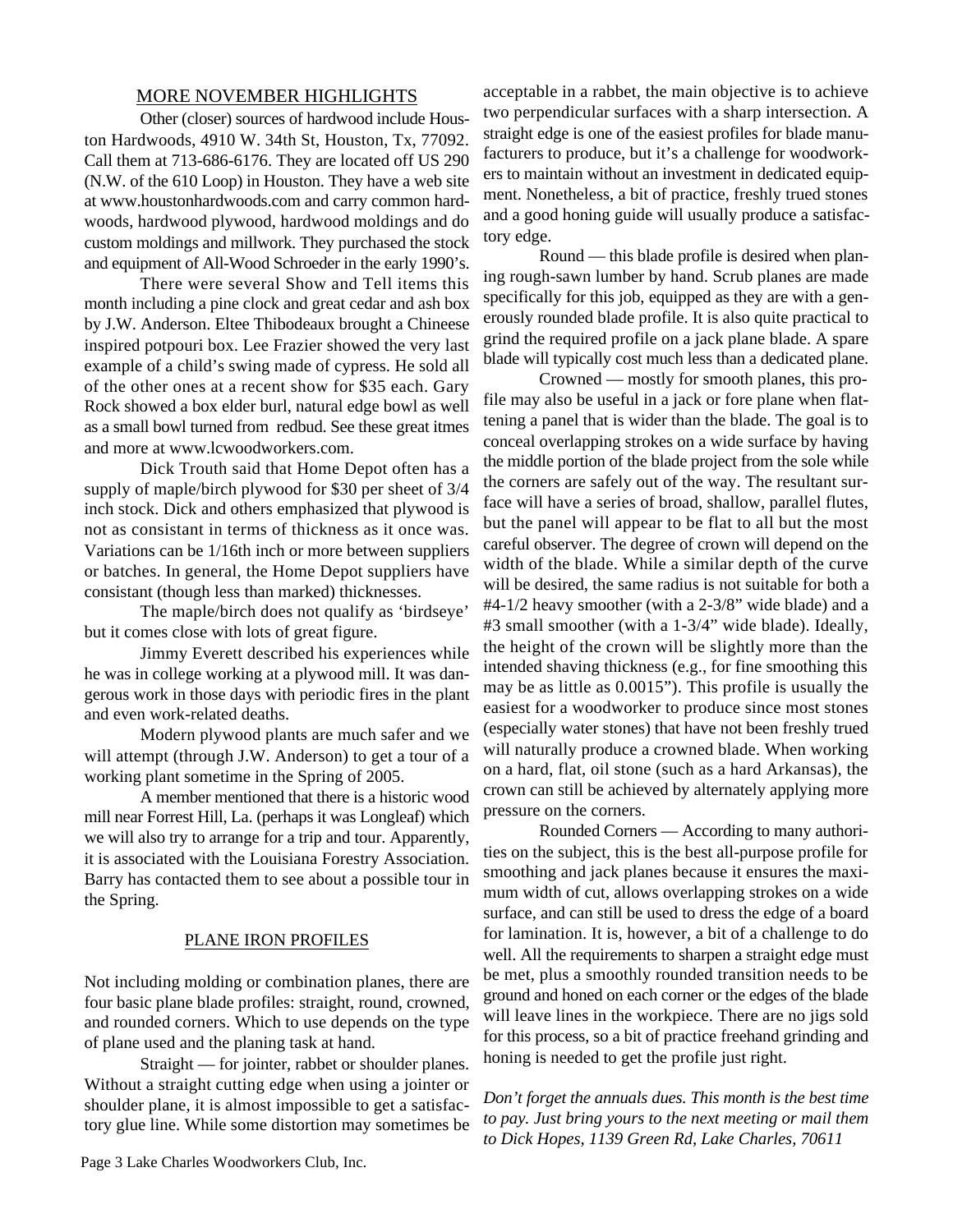## MORE NOVEMBER HIGHLIGHTS

Other (closer) sources of hardwood include Houston Hardwoods, 4910 W. 34th St, Houston, Tx, 77092. Call them at 713-686-6176. They are located off US 290 (N.W. of the 610 Loop) in Houston. They have a web site at www.houstonhardwoods.com and carry common hardwoods, hardwood plywood, hardwood moldings and do custom moldings and millwork. They purchased the stock and equipment of All-Wood Schroeder in the early 1990's.

There were several Show and Tell items this month including a pine clock and great cedar and ash box by J.W. Anderson. Eltee Thibodeaux brought a Chineese inspired potpouri box. Lee Frazier showed the very last example of a child's swing made of cypress. He sold all of the other ones at a recent show for $35 each. Gary Rock showed a box elder burl, natural edge bowl as well as a small bowl turned from redbud. See these great itmes and more at www.lcwoodworkers.com.

Dick Trouth said that Home Depot often has a supply of maple/birch plywood for $30 per sheet of 3/4 inch stock. Dick and others emphasized that plywood is not as consistant in terms of thickness as it once was. Variations can be 1/16th inch or more between suppliers or batches. In general, the Home Depot suppliers have consistant (though less than marked) thicknesses.

The maple/birch does not qualify as 'birdseye' but it comes close with lots of great figure.

Jimmy Everett described his experiences while he was in college working at a plywood mill. It was dangerous work in those days with periodic fires in the plant and even work-related deaths.

Modern plywood plants are much safer and we will attempt (through J.W. Anderson) to get a tour of a working plant sometime in the Spring of 2005.

A member mentioned that there is a historic wood mill near Forrest Hill, La. (perhaps it was Longleaf) which we will also try to arrange for a trip and tour. Apparently, it is associated with the Louisiana Forestry Association. Barry has contacted them to see about a possible tour in the Spring.

## PLANE IRON PROFILES

Not including molding or combination planes, there are four basic plane blade profiles: straight, round, crowned, and rounded corners. Which to use depends on the type of plane used and the planing task at hand.

Straight — for jointer, rabbet or shoulder planes. Without a straight cutting edge when using a jointer or shoulder plane, it is almost impossible to get a satisfactory glue line. While some distortion may sometimes be acceptable in a rabbet, the main objective is to achieve two perpendicular surfaces with a sharp intersection. A straight edge is one of the easiest profiles for blade manufacturers to produce, but it's a challenge for woodworkers to maintain without an investment in dedicated equipment. Nonetheless, a bit of practice, freshly trued stones and a good honing guide will usually produce a satisfactory edge.

Round — this blade profile is desired when planing rough-sawn lumber by hand. Scrub planes are made specifically for this job, equipped as they are with a generously rounded blade profile. It is also quite practical to grind the required profile on a jack plane blade. A spare blade will typically cost much less than a dedicated plane.

Crowned — mostly for smooth planes, this profile may also be useful in a jack or fore plane when flattening a panel that is wider than the blade. The goal is to conceal overlapping strokes on a wide surface by having the middle portion of the blade project from the sole while the corners are safely out of the way. The resultant surface will have a series of broad, shallow, parallel flutes, but the panel will appear to be flat to all but the most careful observer. The degree of crown will depend on the width of the blade. While a similar depth of the curve will be desired, the same radius is not suitable for both a #4-1/2 heavy smoother (with a 2-3/8" wide blade) and a #3 small smoother (with a 1-3/4" wide blade). Ideally, the height of the crown will be slightly more than the intended shaving thickness (e.g., for fine smoothing this may be as little as 0.0015"). This profile is usually the easiest for a woodworker to produce since most stones (especially water stones) that have not been freshly trued will naturally produce a crowned blade. When working on a hard, flat, oil stone (such as a hard Arkansas), the crown can still be achieved by alternately applying more pressure on the corners.

Rounded Corners — According to many authorities on the subject, this is the best all-purpose profile for smoothing and jack planes because it ensures the maximum width of cut, allows overlapping strokes on a wide surface, and can still be used to dress the edge of a board for lamination. It is, however, a bit of a challenge to do well. All the requirements to sharpen a straight edge must be met, plus a smoothly rounded transition needs to be ground and honed on each corner or the edges of the blade will leave lines in the workpiece. There are no jigs sold for this process, so a bit of practice freehand grinding and honing is needed to get the profile just right.

*Don't forget the annuals dues. This month is the best time to pay. Just bring yours to the next meeting or mail them to Dick Hopes, 1139 Green Rd, Lake Charles, 70611*